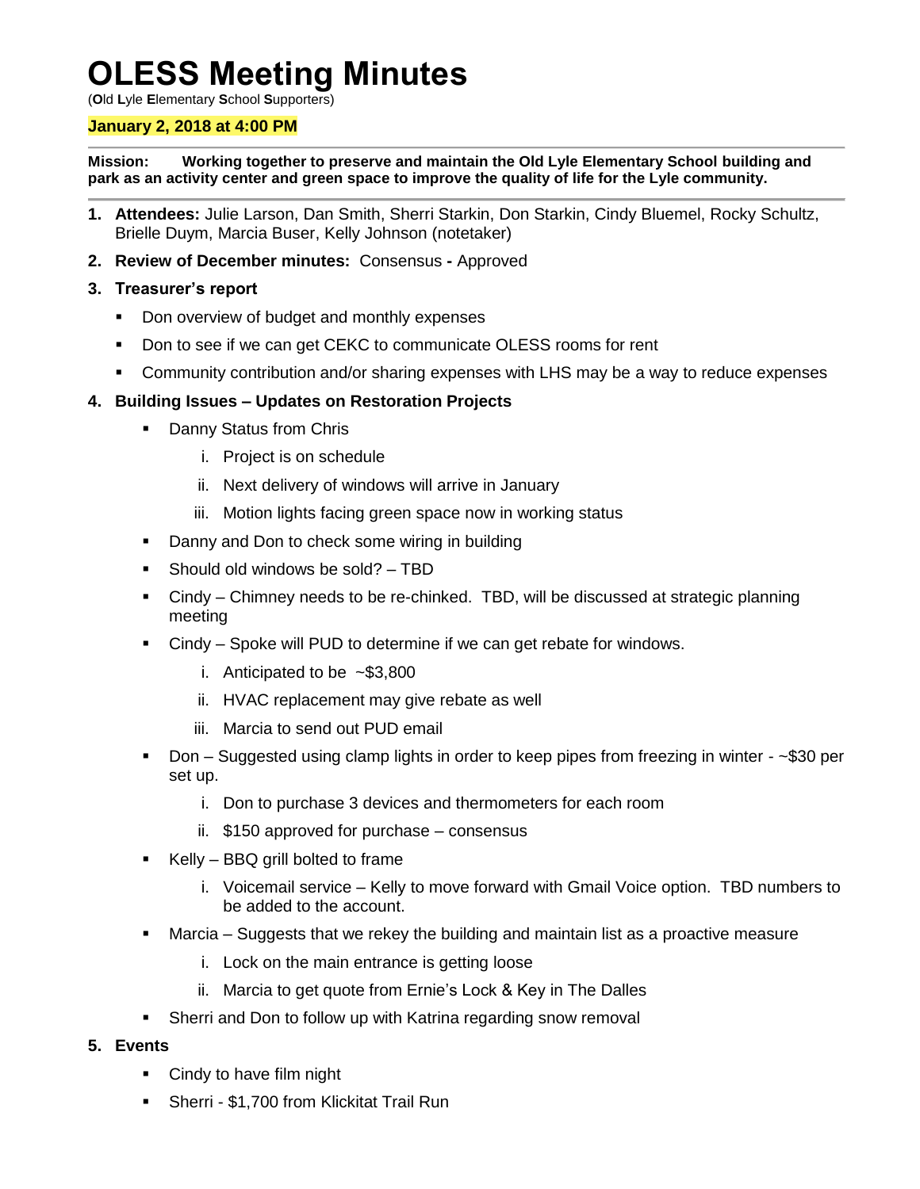# OLESS Meeting Minutes

(**O**ld **L**yle **E**lementary **S**chool **S**upporters)

**January 2, 2018 at 4:00 PM**

---

**Mission: Working together to preserve and maintain the Old Lyle Elementary School building and park as an activity center and green space to improve the quality of life for the Lyle community.**

---

1. **Attendees:** Julie Larson, Dan Smith, Sherri Starkin, Don Starkin, Cindy Bluemel, Rocky Schultz, Brielle Duym, Marcia Buser, Kelly Johnson (notetaker)
2. **Review of December minutes:** Consensus **-** Approved
3. **Treasurer's report**
   - Don overview of budget and monthly expenses
   - Don to see if we can get CEKC to communicate OLESS rooms for rent
   - Community contribution and/or sharing expenses with LHS may be a way to reduce expenses
4. **Building Issues – Updates on Restoration Projects**
   - Danny Status from Chris
     1. Project is on schedule
     2. Next delivery of windows will arrive in January
     3. Motion lights facing green space now in working status
   - Danny and Don to check some wiring in building
   - Should old windows be sold? – TBD
   - Cindy – Chimney needs to be re-chinked. TBD, will be discussed at strategic planning meeting
   - Cindy – Spoke will PUD to determine if we can get rebate for windows.
     1. Anticipated to be ~$3,800
     2. HVAC replacement may give rebate as well
     3. Marcia to send out PUD email
   - Don – Suggested using clamp lights in order to keep pipes from freezing in winter - ~$30 per set up.
     1. Don to purchase 3 devices and thermometers for each room
     2. $150 approved for purchase – consensus
   - Kelly – BBQ grill bolted to frame
     1. Voicemail service – Kelly to move forward with Gmail Voice option. TBD numbers to be added to the account.
   - Marcia – Suggests that we rekey the building and maintain list as a proactive measure
     1. Lock on the main entrance is getting loose
     2. Marcia to get quote from Ernie's Lock & Key in The Dalles
   - Sherri and Don to follow up with Katrina regarding snow removal
5. **Events**
   - Cindy to have film night
   - Sherri - $1,700 from Klickitat Trail Run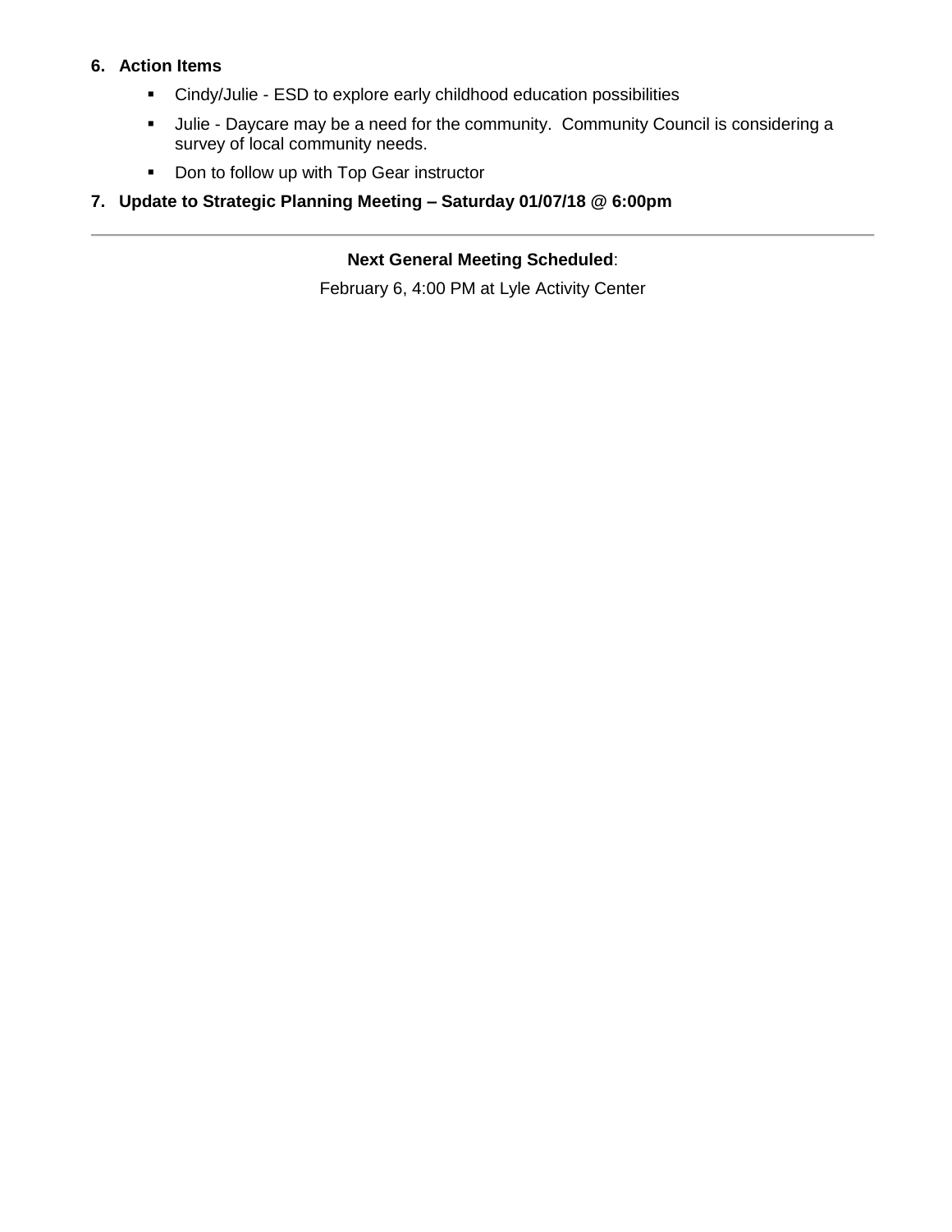6. **Action Items**
   - Cindy/Julie - ESD to explore early childhood education possibilities
   - Julie - Daycare may be a need for the community. Community Council is considering a survey of local community needs.
   - Don to follow up with Top Gear instructor
7. **Update to Strategic Planning Meeting – Saturday 01/07/18 @ 6:00pm**

---

**Next General Meeting Scheduled**:

February 6, 4:00 PM at Lyle Activity Center